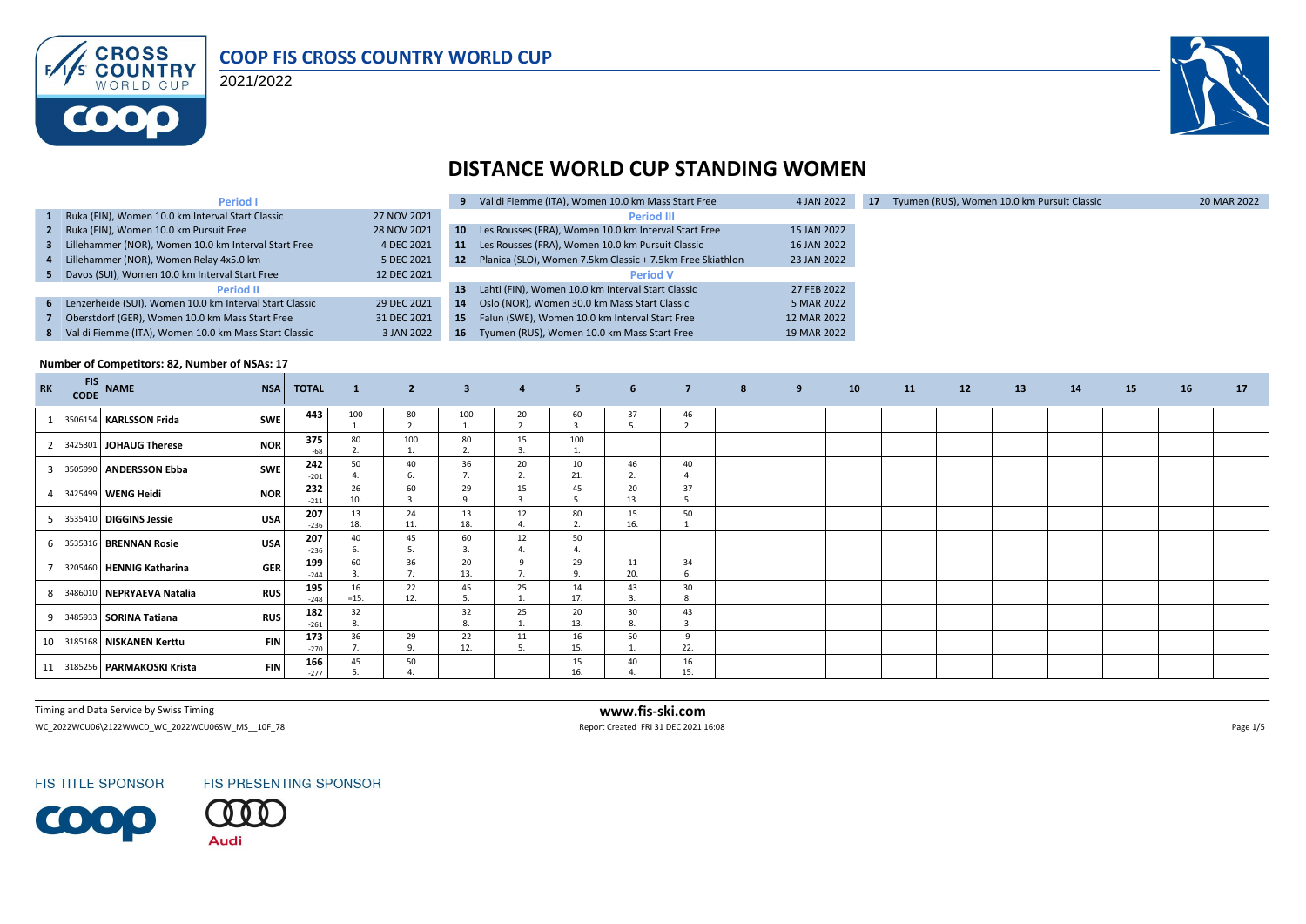# COOP FIS CROSS COUNTRY WORLD CUP

2021/2022

## DISTANCE WORLD CUP STANDING WOMEN

| No. | Event | Date |
|---|---|---|
| | **Period I** | |
| 1 | Ruka (FIN), Women 10.0 km Interval Start Classic | 27 NOV 2021 |
| 2 | Ruka (FIN), Women 10.0 km Pursuit Free | 28 NOV 2021 |
| 3 | Lillehammer (NOR), Women 10.0 km Interval Start Free | 4 DEC 2021 |
| 4 | Lillehammer (NOR), Women Relay 4x5.0 km | 5 DEC 2021 |
| 5 | Davos (SUI), Women 10.0 km Interval Start Free | 12 DEC 2021 |
| | **Period II** | |
| 6 | Lenzerheide (SUI), Women 10.0 km Interval Start Classic | 29 DEC 2021 |
| 7 | Oberstdorf (GER), Women 10.0 km Mass Start Free | 31 DEC 2021 |
| 8 | Val di Fiemme (ITA), Women 10.0 km Mass Start Classic | 3 JAN 2022 |
| 9 | Val di Fiemme (ITA), Women 10.0 km Mass Start Free | 4 JAN 2022 |
| | **Period III** | |
| 10 | Les Rousses (FRA), Women 10.0 km Interval Start Free | 15 JAN 2022 |
| 11 | Les Rousses (FRA), Women 10.0 km Pursuit Classic | 16 JAN 2022 |
| 12 | Planica (SLO), Women 7.5km Classic + 7.5km Free Skiathlon | 23 JAN 2022 |
| | **Period V** | |
| 13 | Lahti (FIN), Women 10.0 km Interval Start Classic | 27 FEB 2022 |
| 14 | Oslo (NOR), Women 30.0 km Mass Start Classic | 5 MAR 2022 |
| 15 | Falun (SWE), Women 10.0 km Interval Start Free | 12 MAR 2022 |
| 16 | Tyumen (RUS), Women 10.0 km Mass Start Free | 19 MAR 2022 |
| 17 | Tyumen (RUS), Women 10.0 km Pursuit Classic | 20 MAR 2022 |

**Number of Competitors: 82, Number of NSAs: 17**

| RK | FIS CODE | NAME | NSA | TOTAL | 1 | 2 | 3 | 4 | 5 | 6 | 7 | 8 | 9 | 10 | 11 | 12 | 13 | 14 | 15 | 16 | 17 |
|---|---|---|---|---|---|---|---|---|---|---|---|---|---|---|---|---|---|---|---|---|---|
| 1 | 3506154 | **KARLSSON Frida** | SWE | 443 | 100 1. | 80 2. | 100 1. | 20 2. | 60 3. | 37 5. | 46 2. | | | | | | | | | | |
| 2 | 3425301 | **JOHAUG Therese** | NOR | 375 -68 | 80 2. | 100 1. | 80 2. | 15 3. | 100 1. | | | | | | | | | | | | |
| 3 | 3505990 | **ANDERSSON Ebba** | SWE | 242 -201 | 50 4. | 40 6. | 36 7. | 20 2. | 10 21. | 46 2. | 40 4. | | | | | | | | | | |
| 4 | 3425499 | **WENG Heidi** | NOR | 232 -211 | 26 10. | 60 3. | 29 9. | 15 3. | 45 5. | 20 13. | 37 5. | | | | | | | | | | |
| 5 | 3535410 | **DIGGINS Jessie** | USA | 207 -236 | 13 18. | 24 11. | 13 18. | 12 4. | 80 2. | 15 16. | 50 1. | | | | | | | | | | |
| 6 | 3535316 | **BRENNAN Rosie** | USA | 207 -236 | 40 6. | 45 5. | 60 3. | 12 4. | 50 4. | | | | | | | | | | | | |
| 7 | 3205460 | **HENNIG Katharina** | GER | 199 -244 | 60 3. | 36 7. | 20 13. | 9 7. | 29 9. | 11 20. | 34 6. | | | | | | | | | | |
| 8 | 3486010 | **NEPRYAEVA Natalia** | RUS | 195 -248 | 16 =15. | 22 12. | 45 5. | 25 1. | 14 17. | 43 3. | 30 8. | | | | | | | | | | |
| 9 | 3485933 | **SORINA Tatiana** | RUS | 182 -261 | 32 8. | | 32 8. | 25 1. | 20 13. | 30 8. | 43 3. | | | | | | | | | | |
| 10 | 3185168 | **NISKANEN Kerttu** | FIN | 173 -270 | 36 7. | 29 9. | 22 12. | 11 5. | 16 15. | 50 1. | 9 22. | | | | | | | | | | |
| 11 | 3185256 | **PARMAKOSKI Krista** | FIN | 166 -277 | 45 5. | 50 4. | | | 15 16. | 40 4. | 16 15. | | | | | | | | | | |

Timing and Data Service by Swiss Timing

**www.fis-ski.com**

WC_2022WCU06\2122WWCD_WC_2022WCU06SW_MS__10F_78

Report Created FRI 31 DEC 2021 16:08

FIS TITLE SPONSOR

FIS PRESENTING SPONSOR

Audi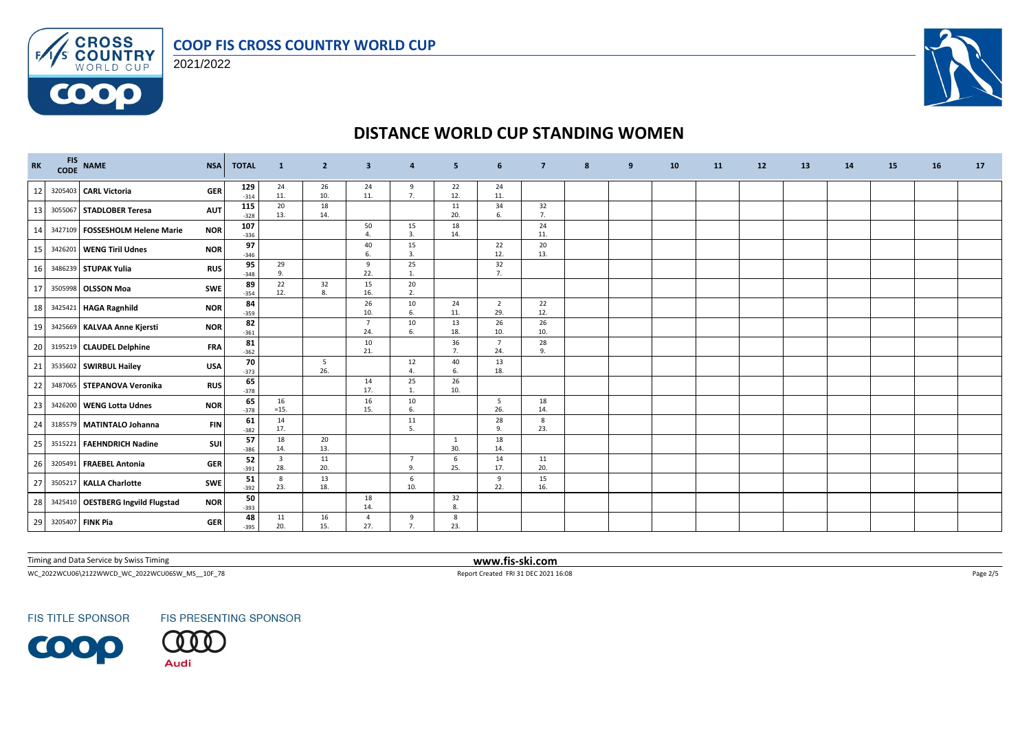# DISTANCE WORLD CUP STANDING WOMEN

| RK | FIS CODE | NAME | NSA | TOTAL | 1 | 2 | 3 | 4 | 5 | 6 | 7 | 8 | 9 | 10 | 11 | 12 | 13 | 14 | 15 | 16 | 17 |
|---|---|---|---|---|---|---|---|---|---|---|---|---|---|---|---|---|---|---|---|---|---|
| 12 | 3205403 | **CARL Victoria** | GER | 129<br>-314 | 24<br>11. | 26<br>10. | 24<br>11. | 9<br>7. | 22<br>12. | 24<br>11. | | | | | | | | | | | |
| 13 | 3055067 | **STADLOBER Teresa** | AUT | 115<br>-328 | 20<br>13. | 18<br>14. | | | 11<br>20. | 34<br>6. | 32<br>7. | | | | | | | | | | |
| 14 | 3427109 | **FOSSESHOLM Helene Marie** | NOR | 107<br>-336 | | | 50<br>4. | 15<br>3. | 18<br>14. | | 24<br>11. | | | | | | | | | | |
| 15 | 3426201 | **WENG Tiril Udnes** | NOR | 97<br>-346 | | | 40<br>6. | 15<br>3. | | 22<br>12. | 20<br>13. | | | | | | | | | | |
| 16 | 3486239 | **STUPAK Yulia** | RUS | 95<br>-348 | 29<br>9. | | 9<br>22. | 25<br>1. | | 32<br>7. | | | | | | | | | | | |
| 17 | 3505998 | **OLSSON Moa** | SWE | 89<br>-354 | 22<br>12. | 32<br>8. | 15<br>16. | 20<br>2. | | | | | | | | | | | | | |
| 18 | 3425421 | **HAGA Ragnhild** | NOR | 84<br>-359 | | | 26<br>10. | 10<br>6. | 24<br>11. | 2<br>29. | 22<br>12. | | | | | | | | | | |
| 19 | 3425669 | **KALVAA Anne Kjersti** | NOR | 82<br>-361 | | | 7<br>24. | 10<br>6. | 13<br>18. | 26<br>10. | 26<br>10. | | | | | | | | | | |
| 20 | 3195219 | **CLAUDEL Delphine** | FRA | 81<br>-362 | | | 10<br>21. | | 36<br>7. | 7<br>24. | 28<br>9. | | | | | | | | | | |
| 21 | 3535602 | **SWIRBUL Hailey** | USA | 70<br>-373 | | 5<br>26. | | 12<br>4. | 40<br>6. | 13<br>18. | | | | | | | | | | | |
| 22 | 3487065 | **STEPANOVA Veronika** | RUS | 65<br>-378 | | | 14<br>17. | 25<br>1. | 26<br>10. | | | | | | | | | | | | |
| 23 | 3426200 | **WENG Lotta Udnes** | NOR | 65<br>-378 | 16<br>=15. | | 16<br>15. | 10<br>6. | | 5<br>26. | 18<br>14. | | | | | | | | | | |
| 24 | 3185579 | **MATINTALO Johanna** | FIN | 61<br>-382 | 14<br>17. | | | 11<br>5. | | 28<br>9. | 8<br>23. | | | | | | | | | | |
| 25 | 3515221 | **FAEHNDRICH Nadine** | SUI | 57<br>-386 | 18<br>14. | 20<br>13. | | | 1<br>30. | 18<br>14. | | | | | | | | | | | |
| 26 | 3205491 | **FRAEBEL Antonia** | GER | 52<br>-391 | 3<br>28. | 11<br>20. | | 7<br>9. | 6<br>25. | 14<br>17. | 11<br>20. | | | | | | | | | | |
| 27 | 3505217 | **KALLA Charlotte** | SWE | 51<br>-392 | 8<br>23. | 13<br>18. | | 6<br>10. | | 9<br>22. | 15<br>16. | | | | | | | | | | |
| 28 | 3425410 | **OESTBERG Ingvild Flugstad** | NOR | 50<br>-393 | | | 18<br>14. | | 32<br>8. | | | | | | | | | | | | |
| 29 | 3205407 | **FINK Pia** | GER | 48<br>-395 | 11<br>20. | 16<br>15. | 4<br>27. | 9<br>7. | 8<br>23. | | | | | | | | | | | | |

Timing and Data Service by Swiss Timing

www.fis-ski.com

WC_2022WCU06\2122WWCD_WC_2022WCU06SW_MS__10F_78

Report Created FRI 31 DEC 2021 16:08

FIS TITLE SPONSOR FIS PRESENTING SPONSOR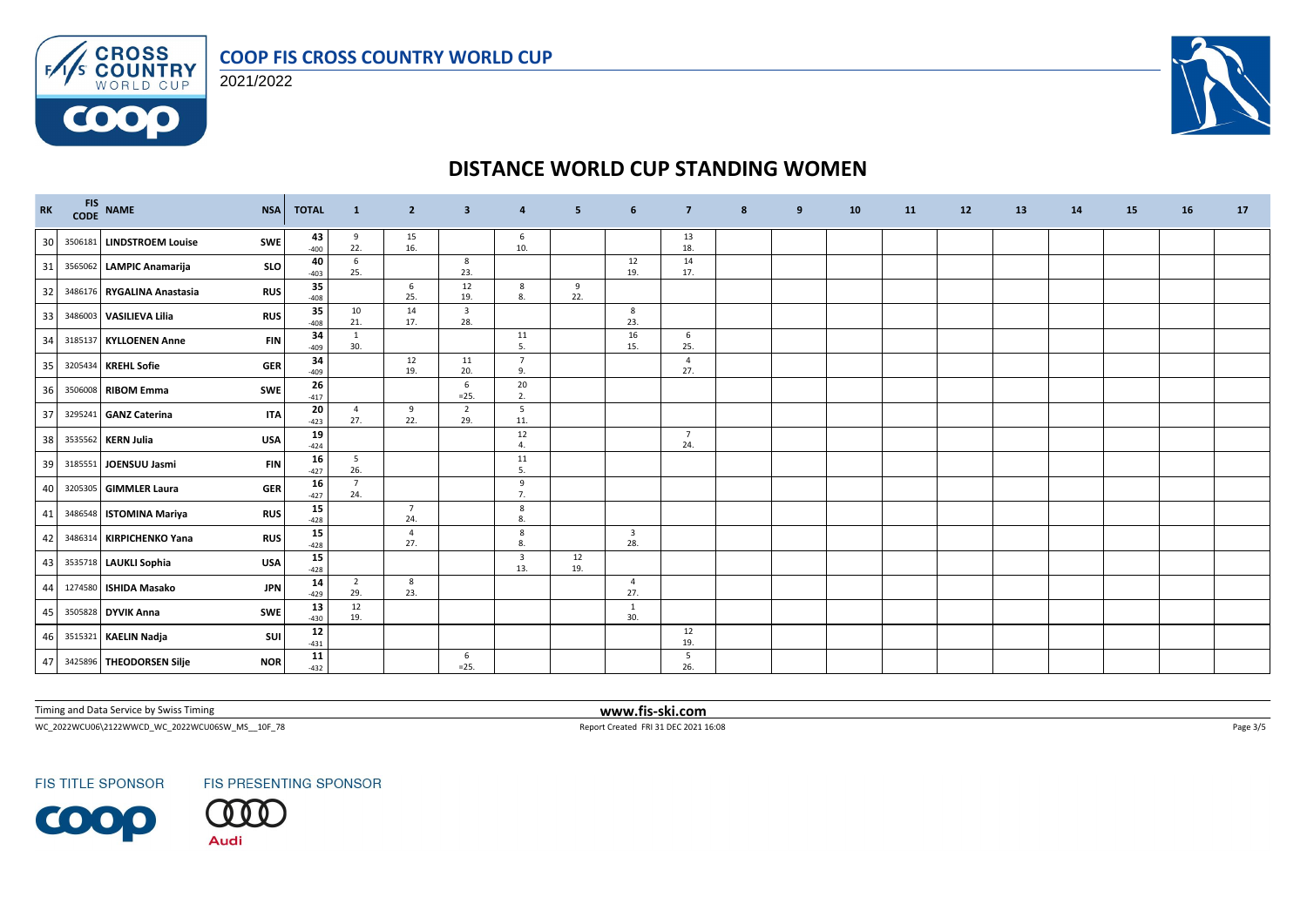# COOP FIS CROSS COUNTRY WORLD CUP

2021/2022

## DISTANCE WORLD CUP STANDING WOMEN

| RK | FIS CODE | NAME | NSA | TOTAL | 1 | 2 | 3 | 4 | 5 | 6 | 7 | 8 | 9 | 10 | 11 | 12 | 13 | 14 | 15 | 16 | 17 |
|---|---|---|---|---|---|---|---|---|---|---|---|---|---|---|---|---|---|---|---|---|---|
| 30 | 3506181 | LINDSTROEM Louise | SWE | 43 -400 | 9 22. | 15 16. | | 6 10. | | | 13 18. | | | | | | | | | | |
| 31 | 3565062 | LAMPIC Anamarija | SLO | 40 -403 | 6 25. | | 8 23. | | | 12 19. | 14 17. | | | | | | | | | | |
| 32 | 3486176 | RYGALINA Anastasia | RUS | 35 -408 | | 6 25. | 12 19. | 8 8. | 9 22. | | | | | | | | | | | | |
| 33 | 3486003 | VASILIEVA Lilia | RUS | 35 -408 | 10 21. | 14 17. | 3 28. | | | 8 23. | | | | | | | | | | | |
| 34 | 3185137 | KYLLOENEN Anne | FIN | 34 -409 | 1 30. | | | 11 5. | | 16 15. | 6 25. | | | | | | | | | | |
| 35 | 3205434 | KREHL Sofie | GER | 34 -409 | | 12 19. | 11 20. | 7 9. | | | 4 27. | | | | | | | | | | |
| 36 | 3506008 | RIBOM Emma | SWE | 26 -417 | | | 6 =25. | 20 2. | | | | | | | | | | | | | |
| 37 | 3295241 | GANZ Caterina | ITA | 20 -423 | 4 27. | 9 22. | 2 29. | 5 11. | | | | | | | | | | | | | |
| 38 | 3535562 | KERN Julia | USA | 19 -424 | | | | 12 4. | | | 7 24. | | | | | | | | | | |
| 39 | 3185551 | JOENSUU Jasmi | FIN | 16 -427 | 5 26. | | | 11 5. | | | | | | | | | | | | | |
| 40 | 3205305 | GIMMLER Laura | GER | 16 -427 | 7 24. | | | 9 7. | | | | | | | | | | | | | |
| 41 | 3486548 | ISTOMINA Mariya | RUS | 15 -428 | | 7 24. | | 8 8. | | | | | | | | | | | | | |
| 42 | 3486314 | KIRPICHENKO Yana | RUS | 15 -428 | | 4 27. | | 8 8. | | 3 28. | | | | | | | | | | | |
| 43 | 3535718 | LAUKLI Sophia | USA | 15 -428 | | | | 3 13. | 12 19. | | | | | | | | | | | | |
| 44 | 1274580 | ISHIDA Masako | JPN | 14 -429 | 2 29. | 8 23. | | | | 4 27. | | | | | | | | | | | |
| 45 | 3505828 | DYVIK Anna | SWE | 13 -430 | 12 19. | | | | | 1 30. | | | | | | | | | | | |
| 46 | 3515321 | KAELIN Nadja | SUI | 12 -431 | | | | | | | 12 19. | | | | | | | | | | |
| 47 | 3425896 | THEODORSEN Silje | NOR | 11 -432 | | | 6 =25. | | | | 5 26. | | | | | | | | | | |

Timing and Data Service by Swiss Timing

www.fis-ski.com

WC_2022WCU06\2122WWCD_WC_2022WCU06SW_MS__10F_78

Report Created FRI 31 DEC 2021 16:08

FIS TITLE SPONSOR

FIS PRESENTING SPONSOR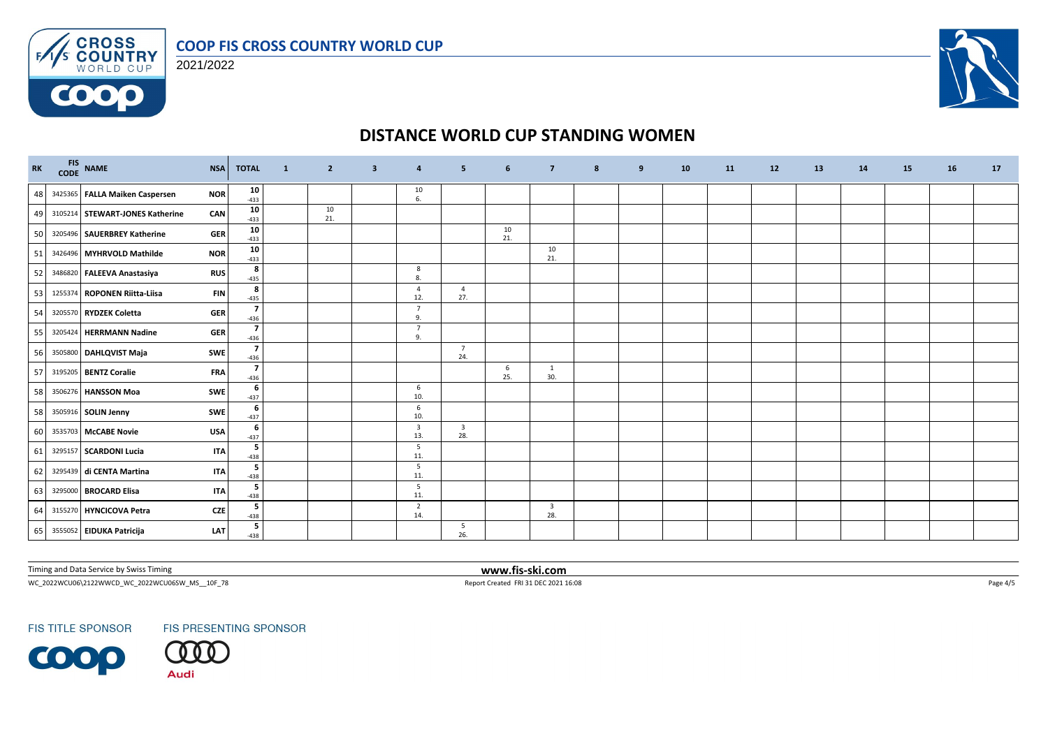# COOP FIS CROSS COUNTRY WORLD CUP

2021/2022

## DISTANCE WORLD CUP STANDING WOMEN

| RK | FIS CODE | NAME | NSA | TOTAL | 1 | 2 | 3 | 4 | 5 | 6 | 7 | 8 | 9 | 10 | 11 | 12 | 13 | 14 | 15 | 16 | 17 |
|---|---|---|---|---|---|---|---|---|---|---|---|---|---|---|---|---|---|---|---|---|---|
| 48 | 3425365 | FALLA Maiken Caspersen | NOR | 10 -433 | | | | 10 6. | | | | | | | | | | | | | |
| 49 | 3105214 | STEWART-JONES Katherine | CAN | 10 -433 | | 10 21. | | | | | | | | | | | | | | | |
| 50 | 3205496 | SAUERBREY Katherine | GER | 10 -433 | | | | | | 10 21. | | | | | | | | | | | |
| 51 | 3426496 | MYHRVOLD Mathilde | NOR | 10 -433 | | | | | | | 10 21. | | | | | | | | | | |
| 52 | 3486820 | FALEEVA Anastasiya | RUS | 8 -435 | | | | 8 8. | | | | | | | | | | | | | |
| 53 | 1255374 | ROPONEN Riitta-Liisa | FIN | 8 -435 | | | | 4 12. | 4 27. | | | | | | | | | | | | |
| 54 | 3205570 | RYDZEK Coletta | GER | 7 -436 | | | | 7 9. | | | | | | | | | | | | | |
| 55 | 3205424 | HERRMANN Nadine | GER | 7 -436 | | | | 7 9. | | | | | | | | | | | | | |
| 56 | 3505800 | DAHLQVIST Maja | SWE | 7 -436 | | | | | 7 24. | | | | | | | | | | | | |
| 57 | 3195205 | BENTZ Coralie | FRA | 7 -436 | | | | | | 6 25. | 1 30. | | | | | | | | | | |
| 58 | 3506276 | HANSSON Moa | SWE | 6 -437 | | | | 6 10. | | | | | | | | | | | | | |
| 58 | 3505916 | SOLIN Jenny | SWE | 6 -437 | | | | 6 10. | | | | | | | | | | | | | |
| 60 | 3535703 | McCABE Novie | USA | 6 -437 | | | | 3 13. | 3 28. | | | | | | | | | | | | |
| 61 | 3295157 | SCARDONI Lucia | ITA | 5 -438 | | | | 5 11. | | | | | | | | | | | | | |
| 62 | 3295439 | di CENTA Martina | ITA | 5 -438 | | | | 5 11. | | | | | | | | | | | | | |
| 63 | 3295000 | BROCARD Elisa | ITA | 5 -438 | | | | 5 11. | | | | | | | | | | | | | |
| 64 | 3155270 | HYNCICOVA Petra | CZE | 5 -438 | | | | 2 14. | | | 3 28. | | | | | | | | | | |
| 65 | 3555052 | EIDUKA Patricija | LAT | 5 -438 | | | | | 5 26. | | | | | | | | | | | | |

Timing and Data Service by Swiss Timing

www.fis-ski.com

WC_2022WCU06\2122WWCD_WC_2022WCU06SW_MS__10F_78

Report Created FRI 31 DEC 2021 16:08

FIS TITLE SPONSOR

FIS PRESENTING SPONSOR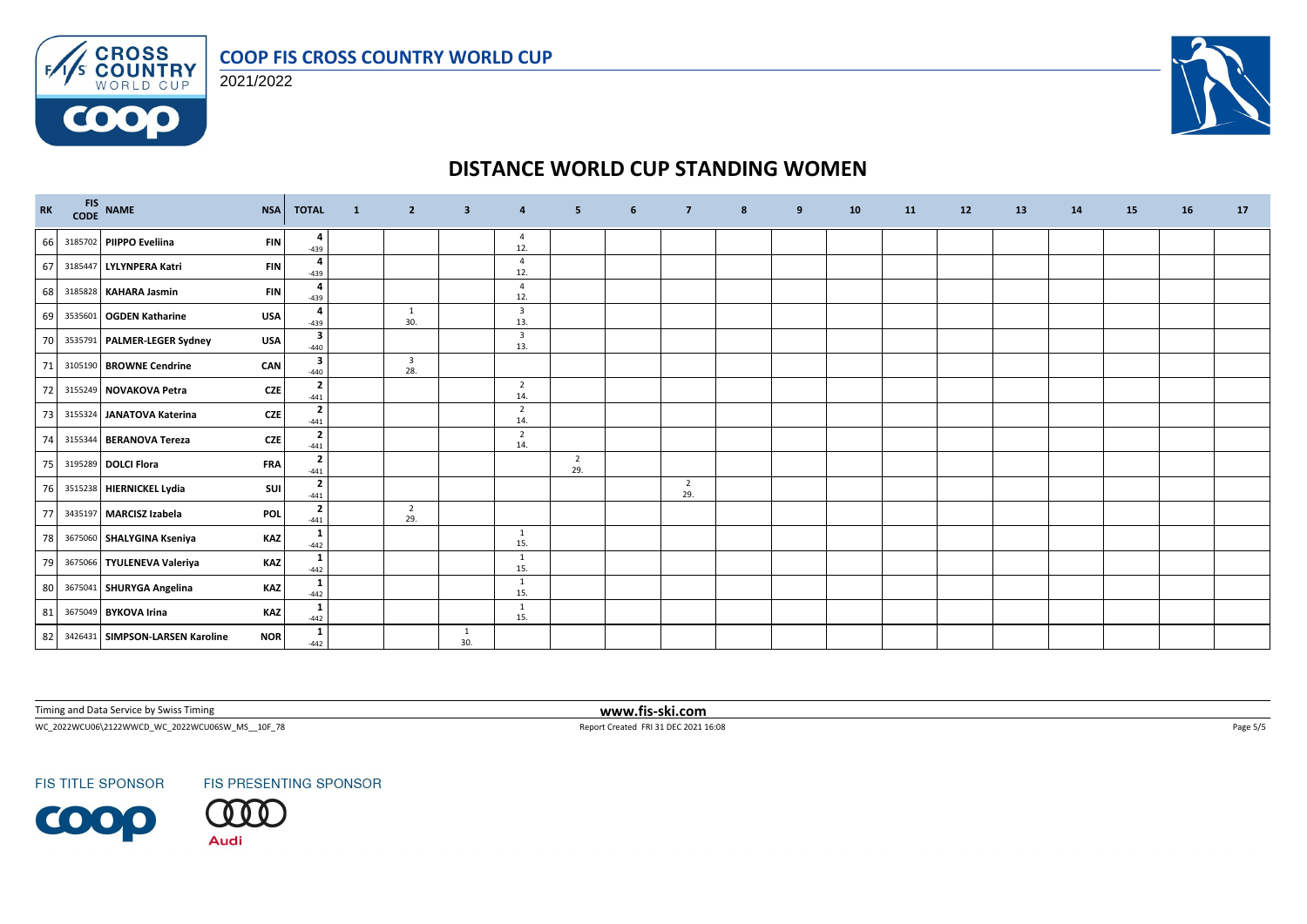# COOP FIS CROSS COUNTRY WORLD CUP

2021/2022

## DISTANCE WORLD CUP STANDING WOMEN

| RK | FIS CODE | NAME | NSA | TOTAL | 1 | 2 | 3 | 4 | 5 | 6 | 7 | 8 | 9 | 10 | 11 | 12 | 13 | 14 | 15 | 16 | 17 |
|---|---|---|---|---|---|---|---|---|---|---|---|---|---|---|---|---|---|---|---|---|---|
| 66 | 3185702 | PIIPPO Eveliina | FIN | 4 -439 | | | | 4 12. | | | | | | | | | | | | | |
| 67 | 3185447 | LYLYNPERA Katri | FIN | 4 -439 | | | | 4 12. | | | | | | | | | | | | | |
| 68 | 3185828 | KAHARA Jasmin | FIN | 4 -439 | | | | 4 12. | | | | | | | | | | | | | |
| 69 | 3535601 | OGDEN Katharine | USA | 4 -439 | | 1 30. | | 3 13. | | | | | | | | | | | | | |
| 70 | 3535791 | PALMER-LEGER Sydney | USA | 3 -440 | | | | 3 13. | | | | | | | | | | | | | |
| 71 | 3105190 | BROWNE Cendrine | CAN | 3 -440 | | 3 28. | | | | | | | | | | | | | | | |
| 72 | 3155249 | NOVAKOVA Petra | CZE | 2 -441 | | | | 2 14. | | | | | | | | | | | | | |
| 73 | 3155324 | JANATOVA Katerina | CZE | 2 -441 | | | | 2 14. | | | | | | | | | | | | | |
| 74 | 3155344 | BERANOVA Tereza | CZE | 2 -441 | | | | 2 14. | | | | | | | | | | | | | |
| 75 | 3195289 | DOLCI Flora | FRA | 2 -441 | | | | | 2 29. | | | | | | | | | | | | |
| 76 | 3515238 | HIERNICKEL Lydia | SUI | 2 -441 | | | | | | | 2 29. | | | | | | | | | | |
| 77 | 3435197 | MARCISZ Izabela | POL | 2 -441 | | 2 29. | | | | | | | | | | | | | | | |
| 78 | 3675060 | SHALYGINA Kseniya | KAZ | 1 -442 | | | | 1 15. | | | | | | | | | | | | | |
| 79 | 3675066 | TYULENEVA Valeriya | KAZ | 1 -442 | | | | 1 15. | | | | | | | | | | | | | |
| 80 | 3675041 | SHURYGA Angelina | KAZ | 1 -442 | | | | 1 15. | | | | | | | | | | | | | |
| 81 | 3675049 | BYKOVA Irina | KAZ | 1 -442 | | | | 1 15. | | | | | | | | | | | | | |
| 82 | 3426431 | SIMPSON-LARSEN Karoline | NOR | 1 -442 | | | 1 30. | | | | | | | | | | | | | | |

Timing and Data Service by Swiss Timing

www.fis-ski.com

WC_2022WCU06\2122WWCD_WC_2022WCU06SW_MS__10F_78

Report Created FRI 31 DEC 2021 16:08

FIS TITLE SPONSOR

FIS PRESENTING SPONSOR

Audi